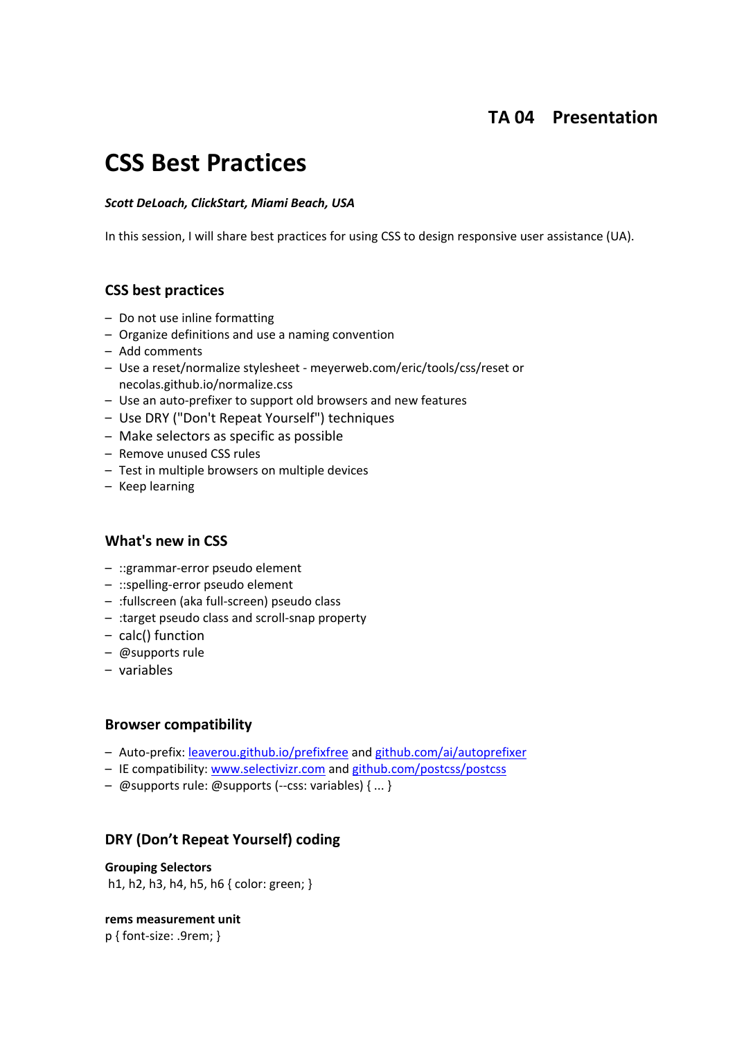**TA 04  Presentation**

# CSS Best Practices

***Scott DeLoach, ClickStart, Miami Beach, USA***

In this session, I will share best practices for using CSS to design responsive user assistance (UA).

## CSS best practices

- Do not use inline formatting
- Organize definitions and use a naming convention
- Add comments
- Use a reset/normalize stylesheet - meyerweb.com/eric/tools/css/reset or necolas.github.io/normalize.css
- Use an auto-prefixer to support old browsers and new features
- Use DRY ("Don't Repeat Yourself") techniques
- Make selectors as specific as possible
- Remove unused CSS rules
- Test in multiple browsers on multiple devices
- Keep learning

## What's new in CSS

- ::grammar-error pseudo element
- ::spelling-error pseudo element
- :fullscreen (aka full-screen) pseudo class
- :target pseudo class and scroll-snap property
- calc() function
- @supports rule
- variables

## Browser compatibility

- Auto-prefix: [leaverou.github.io/prefixfree](leaverou.github.io/prefixfree) and [github.com/ai/autoprefixer](github.com/ai/autoprefixer)
- IE compatibility: [www.selectivizr.com](www.selectivizr.com) and [github.com/postcss/postcss](github.com/postcss/postcss)
- @supports rule: @supports (--css: variables) { ... }

## DRY (Don't Repeat Yourself) coding

**Grouping Selectors**

```
h1, h2, h3, h4, h5, h6 { color: green; }
```

**rems measurement unit**

```
p { font-size: .9rem; }
```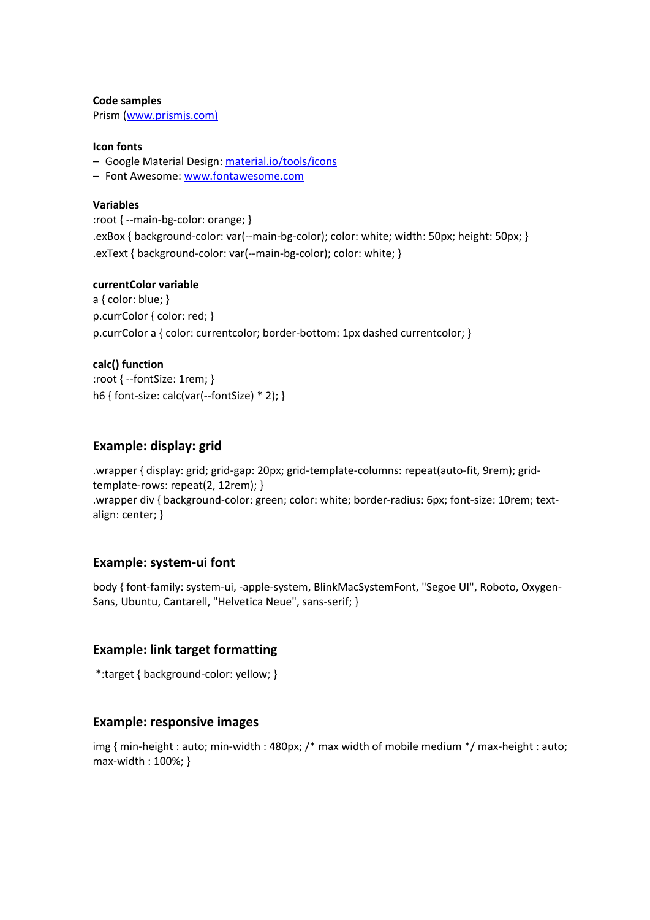**Code samples**
Prism (www.prismjs.com)

**Icon fonts**

- Google Material Design: material.io/tools/icons
- Font Awesome: www.fontawesome.com

**Variables**

```
:root { --main-bg-color: orange; }
.exBox { background-color: var(--main-bg-color); color: white; width: 50px; height: 50px; }
.exText { background-color: var(--main-bg-color); color: white; }
```

**currentColor variable**

```
a { color: blue; }
p.currColor { color: red; }
p.currColor a { color: currentcolor; border-bottom: 1px dashed currentcolor; }
```

**calc() function**

```
:root { --fontSize: 1rem; }
h6 { font-size: calc(var(--fontSize) * 2); }
```

## Example: display: grid

```
.wrapper { display: grid; grid-gap: 20px; grid-template-columns: repeat(auto-fit, 9rem); grid-template-rows: repeat(2, 12rem); }
.wrapper div { background-color: green; color: white; border-radius: 6px; font-size: 10rem; text-align: center; }
```

## Example: system-ui font

```
body { font-family: system-ui, -apple-system, BlinkMacSystemFont, "Segoe UI", Roboto, Oxygen-Sans, Ubuntu, Cantarell, "Helvetica Neue", sans-serif; }
```

## Example: link target formatting

```
*:target { background-color: yellow; }
```

## Example: responsive images

```
img { min-height : auto; min-width : 480px; /* max width of mobile medium */ max-height : auto; max-width : 100%; }
```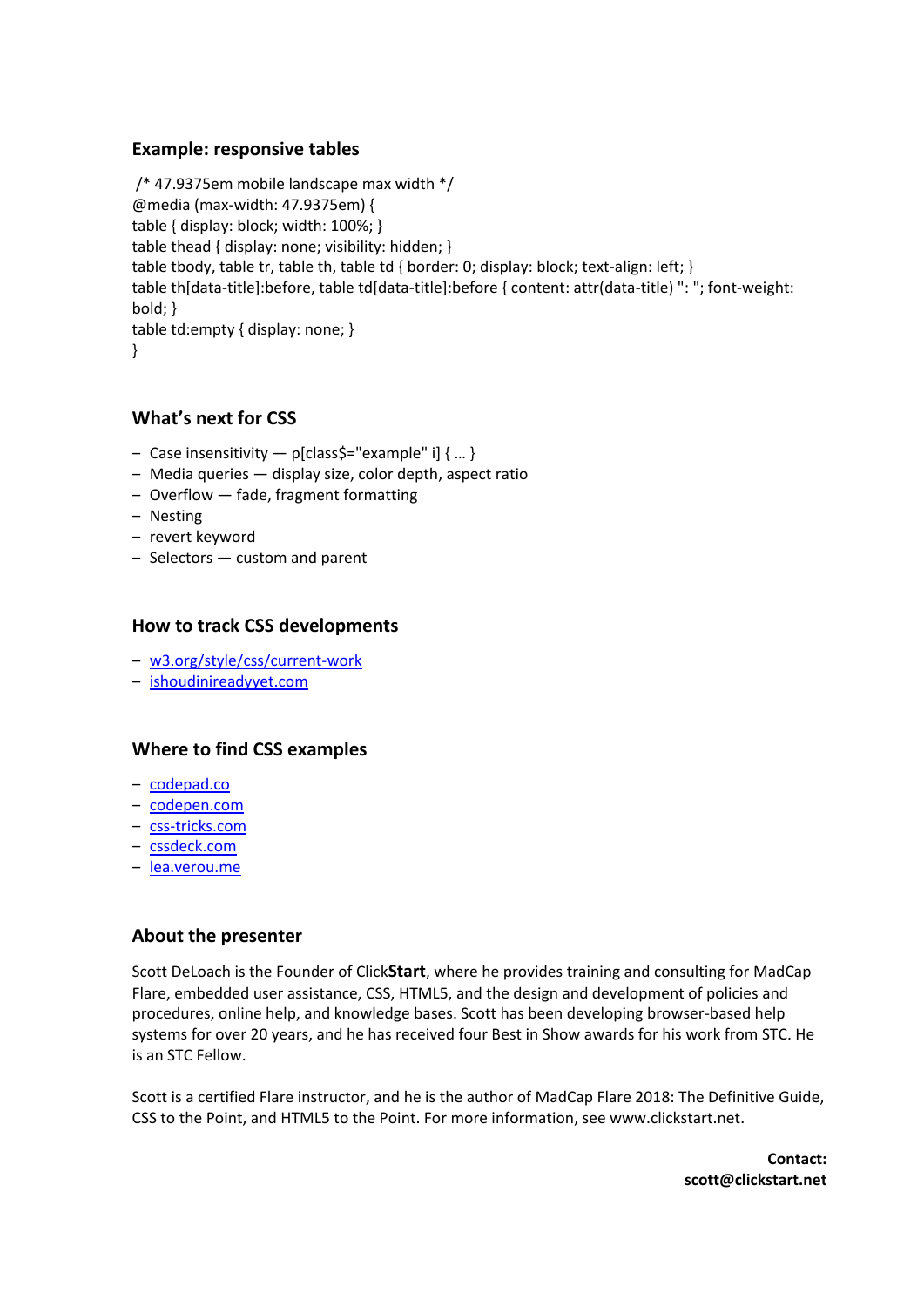### Example: responsive tables

```
/* 47.9375em mobile landscape max width */
@media (max-width: 47.9375em) {
table { display: block; width: 100%; }
table thead { display: none; visibility: hidden; }
table tbody, table tr, table th, table td { border: 0; display: block; text-align: left; }
table th[data-title]:before, table td[data-title]:before { content: attr(data-title) ": "; font-weight:
bold; }
table td:empty { display: none; }
}
```

### What's next for CSS

- Case insensitivity — p[class$="example" i] { … }
- Media queries — display size, color depth, aspect ratio
- Overflow — fade, fragment formatting
- Nesting
- revert keyword
- Selectors — custom and parent

### How to track CSS developments

- [w3.org/style/css/current-work](w3.org/style/css/current-work)
- [ishoudinireadyyet.com](ishoudinireadyyet.com)

### Where to find CSS examples

- [codepad.co](codepad.co)
- [codepen.com](codepen.com)
- [css-tricks.com](css-tricks.com)
- [cssdeck.com](cssdeck.com)
- [lea.verou.me](lea.verou.me)

### About the presenter

Scott DeLoach is the Founder of Click**Start**, where he provides training and consulting for MadCap Flare, embedded user assistance, CSS, HTML5, and the design and development of policies and procedures, online help, and knowledge bases. Scott has been developing browser-based help systems for over 20 years, and he has received four Best in Show awards for his work from STC. He is an STC Fellow.

Scott is a certified Flare instructor, and he is the author of MadCap Flare 2018: The Definitive Guide, CSS to the Point, and HTML5 to the Point. For more information, see www.clickstart.net.

**Contact:**
**scott@clickstart.net**